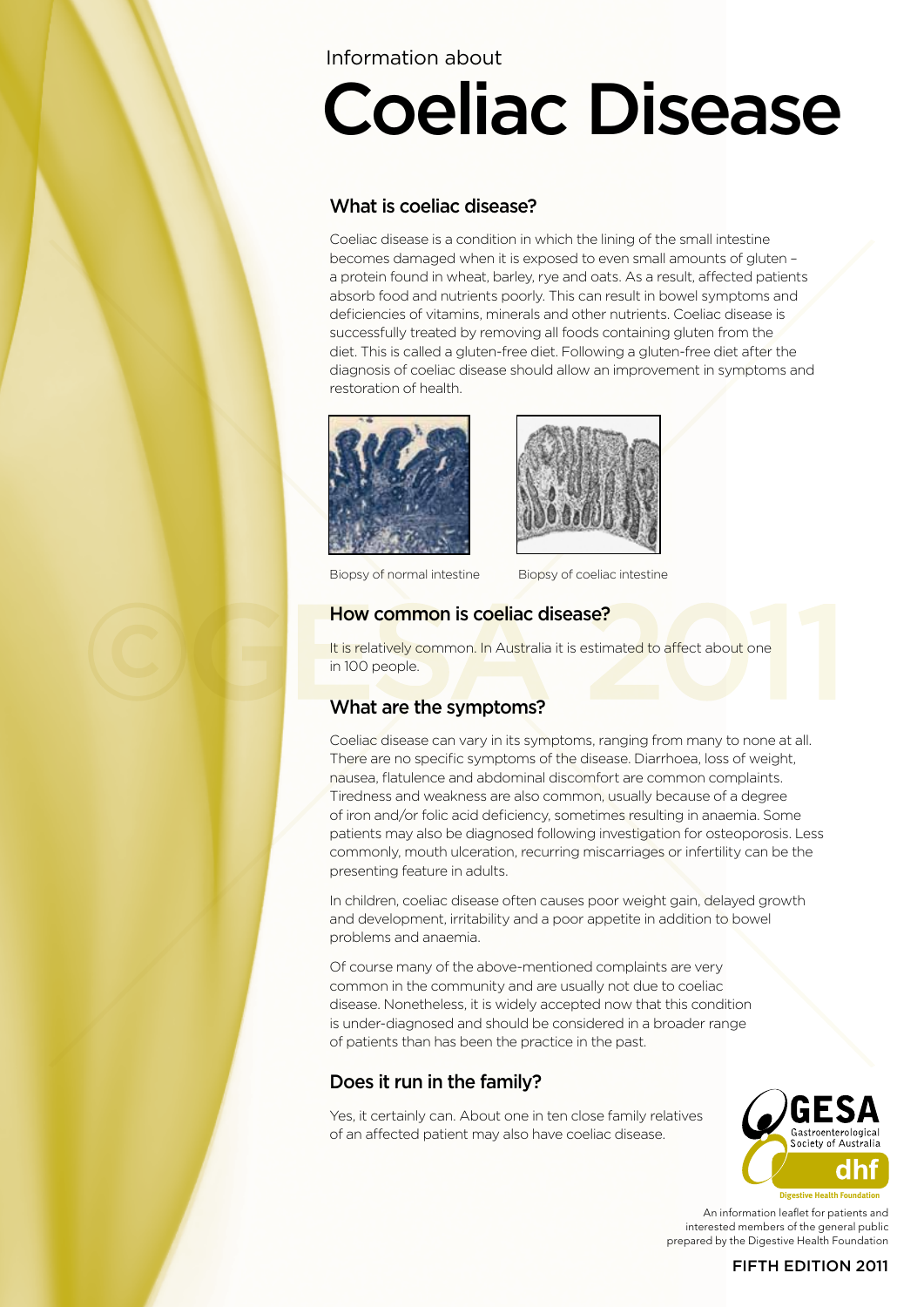Information about

# Coeliac Disease

## What is coeliac disease?

Coeliac disease is a condition in which the lining of the small intestine becomes damaged when it is exposed to even small amounts of gluten – a protein found in wheat, barley, rye and oats. As a result, affected patients absorb food and nutrients poorly. This can result in bowel symptoms and deficiencies of vitamins, minerals and other nutrients. Coeliac disease is successfully treated by removing all foods containing gluten from the diet. This is called a gluten-free diet. Following a gluten-free diet after the diagnosis of coeliac disease should allow an improvement in symptoms and restoration of health.

Biopsy of normal intestine

Biopsy of coeliac intestine

## How common is coeliac disease?

It is relatively common. In Australia it is estimated to affect about one in 100 people.

## What are the symptoms?

Coeliac disease can vary in its symptoms, ranging from many to none at all. There are no specific symptoms of the disease. Diarrhoea, loss of weight, nausea, flatulence and abdominal discomfort are common complaints. Tiredness and weakness are also common, usually because of a degree of iron and/or folic acid deficiency, sometimes resulting in anaemia. Some patients may also be diagnosed following investigation for osteoporosis. Less commonly, mouth ulceration, recurring miscarriages or infertility can be the presenting feature in adults.

In children, coeliac disease often causes poor weight gain, delayed growth and development, irritability and a poor appetite in addition to bowel problems and anaemia.

Of course many of the above-mentioned complaints are very common in the community and are usually not due to coeliac disease. Nonetheless, it is widely accepted now that this condition is under-diagnosed and should be considered in a broader range of patients than has been the practice in the past.

## Does it run in the family?

Yes, it certainly can. About one in ten close family relatives of an affected patient may also have coeliac disease.

An information leaflet for patients and interested members of the general public prepared by the Digestive Health Foundation

FIFTH EDITION 2011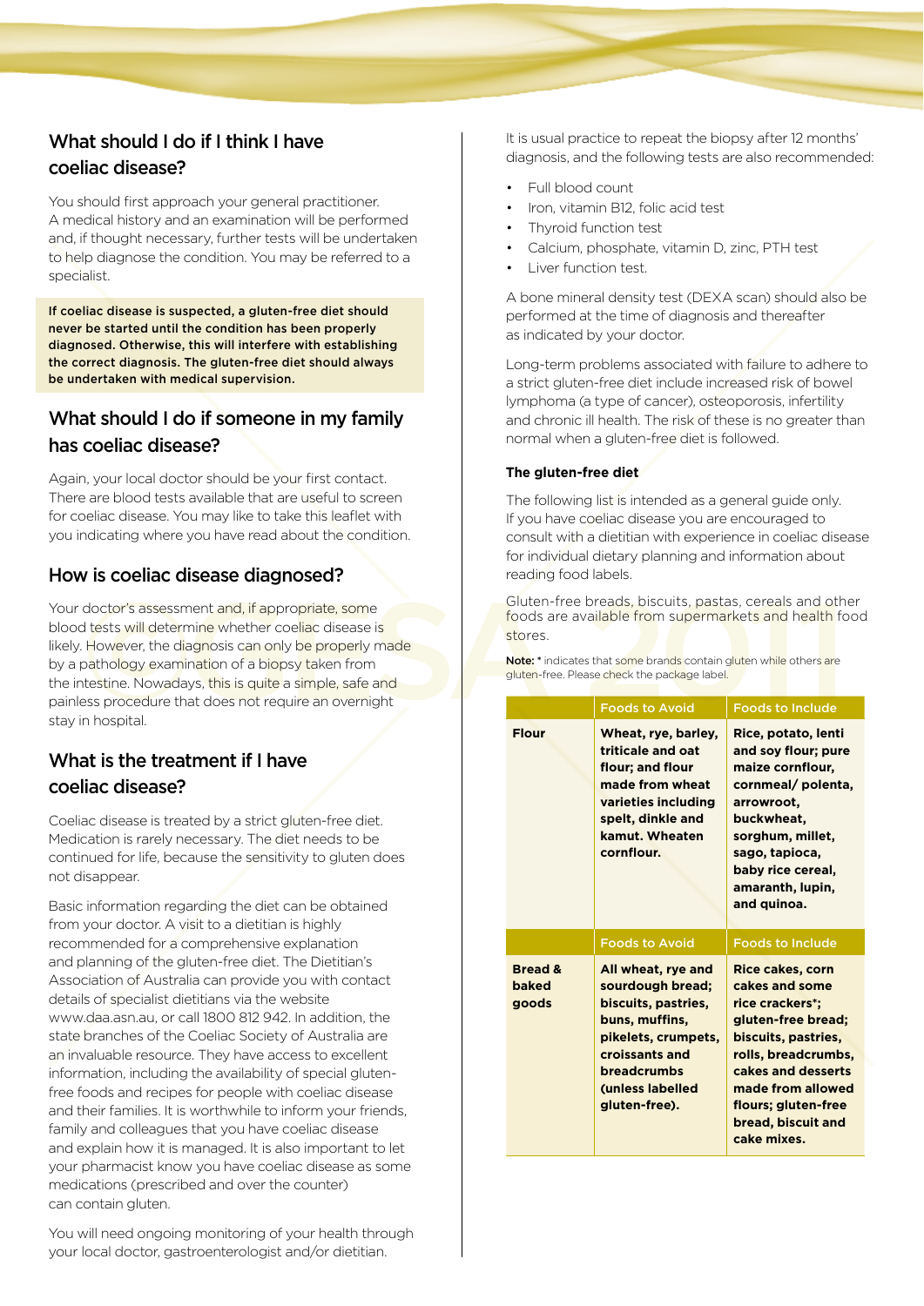## What should I do if I think I have coeliac disease?

You should first approach your general practitioner. A medical history and an examination will be performed and, if thought necessary, further tests will be undertaken to help diagnose the condition. You may be referred to a specialist.

**If coeliac disease is suspected, a gluten-free diet should never be started until the condition has been properly diagnosed. Otherwise, this will interfere with establishing the correct diagnosis. The gluten-free diet should always be undertaken with medical supervision.**

## What should I do if someone in my family has coeliac disease?

Again, your local doctor should be your first contact. There are blood tests available that are useful to screen for coeliac disease. You may like to take this leaflet with you indicating where you have read about the condition.

## How is coeliac disease diagnosed?

Your doctor's assessment and, if appropriate, some blood tests will determine whether coeliac disease is likely. However, the diagnosis can only be properly made by a pathology examination of a biopsy taken from the intestine. Nowadays, this is quite a simple, safe and painless procedure that does not require an overnight stay in hospital.

## What is the treatment if I have coeliac disease?

Coeliac disease is treated by a strict gluten-free diet. Medication is rarely necessary. The diet needs to be continued for life, because the sensitivity to gluten does not disappear.

Basic information regarding the diet can be obtained from your doctor. A visit to a dietitian is highly recommended for a comprehensive explanation and planning of the gluten-free diet. The Dietitian's Association of Australia can provide you with contact details of specialist dietitians via the website www.daa.asn.au, or call 1800 812 942. In addition, the state branches of the Coeliac Society of Australia are an invaluable resource. They have access to excellent information, including the availability of special gluten-free foods and recipes for people with coeliac disease and their families. It is worthwhile to inform your friends, family and colleagues that you have coeliac disease and explain how it is managed. It is also important to let your pharmacist know you have coeliac disease as some medications (prescribed and over the counter) can contain gluten.

You will need ongoing monitoring of your health through your local doctor, gastroenterologist and/or dietitian.

It is usual practice to repeat the biopsy after 12 months' diagnosis, and the following tests are also recommended:

- Full blood count
- Iron, vitamin B12, folic acid test
- Thyroid function test
- Calcium, phosphate, vitamin D, zinc, PTH test
- Liver function test.

A bone mineral density test (DEXA scan) should also be performed at the time of diagnosis and thereafter as indicated by your doctor.

Long-term problems associated with failure to adhere to a strict gluten-free diet include increased risk of bowel lymphoma (a type of cancer), osteoporosis, infertility and chronic ill health. The risk of these is no greater than normal when a gluten-free diet is followed.

### The gluten-free diet

The following list is intended as a general guide only. If you have coeliac disease you are encouraged to consult with a dietitian with experience in coeliac disease for individual dietary planning and information about reading food labels.

Gluten-free breads, biscuits, pastas, cereals and other foods are available from supermarkets and health food stores.

**Note:** * indicates that some brands contain gluten while others are gluten-free. Please check the package label.

| | Foods to Avoid | Foods to Include |
|---|---|---|
| **Flour** | **Wheat, rye, barley, triticale and oat flour; and flour made from wheat varieties including spelt, dinkle and kamut. Wheaten cornflour.** | **Rice, potato, lenti and soy flour; pure maize cornflour, cornmeal/ polenta, arrowroot, buckwheat, sorghum, millet, sago, tapioca, baby rice cereal, amaranth, lupin, and quinoa.** |
| | Foods to Avoid | Foods to Include |
| **Bread & baked goods** | **All wheat, rye and sourdough bread; biscuits, pastries, buns, muffins, pikelets, crumpets, croissants and breadcrumbs (unless labelled gluten-free).** | **Rice cakes, corn cakes and some rice crackers*; gluten-free bread; biscuits, pastries, rolls, breadcrumbs, cakes and desserts made from allowed flours; gluten-free bread, biscuit and cake mixes.** |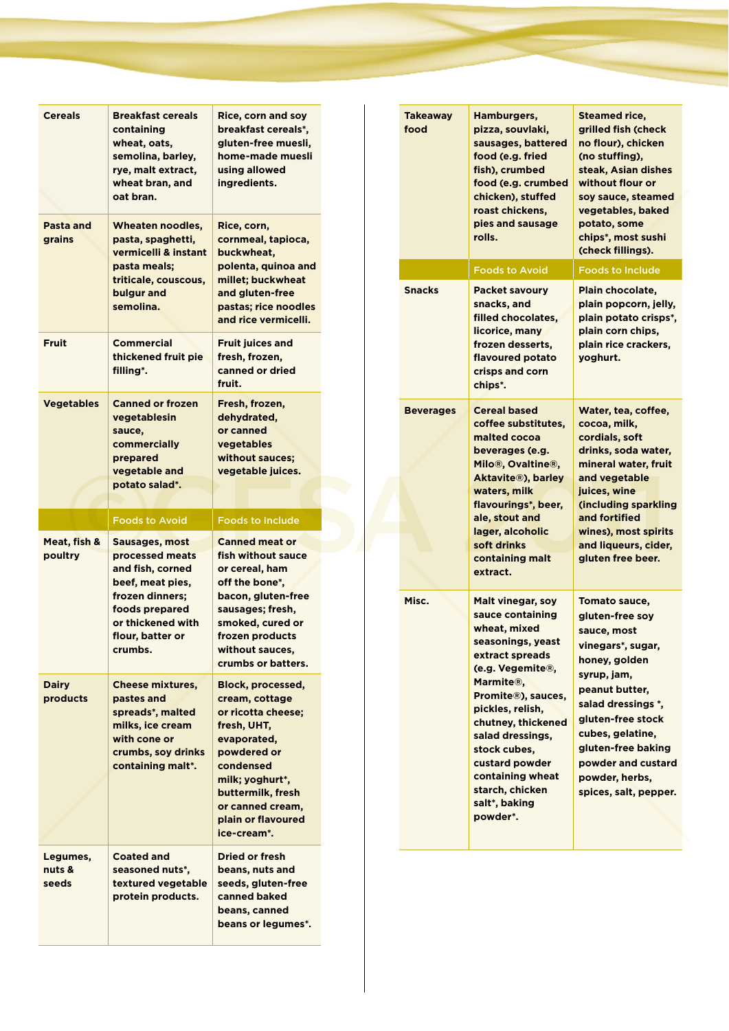| | Foods to Avoid | Foods to Include |
|---|---|---|
| Cereals | Breakfast cereals containing wheat, oats, semolina, barley, rye, malt extract, wheat bran, and oat bran. | Rice, corn and soy breakfast cereals*, gluten-free muesli, home-made muesli using allowed ingredients. |
| Pasta and grains | Wheaten noodles, pasta, spaghetti, vermicelli & instant pasta meals; triticale, couscous, bulgur and semolina. | Rice, corn, cornmeal, tapioca, buckwheat, polenta, quinoa and millet; buckwheat and gluten-free pastas; rice noodles and rice vermicelli. |
| Fruit | Commercial thickened fruit pie filling*. | Fruit juices and fresh, frozen, canned or dried fruit. |
| Vegetables | Canned or frozen vegetablesin sauce, commercially prepared vegetable and potato salad*. | Fresh, frozen, dehydrated, or canned vegetables without sauces; vegetable juices. |

| | Foods to Avoid | Foods to Include |
|---|---|---|
| Meat, fish & poultry | Sausages, most processed meats and fish, corned beef, meat pies, frozen dinners; foods prepared or thickened with flour, batter or crumbs. | Canned meat or fish without sauce or cereal, ham off the bone*, bacon, gluten-free sausages; fresh, smoked, cured or frozen products without sauces, crumbs or batters. |
| Dairy products | Cheese mixtures, pastes and spreads*, malted milks, ice cream with cone or crumbs, soy drinks containing malt*. | Block, processed, cream, cottage or ricotta cheese; fresh, UHT, evaporated, powdered or condensed milk; yoghurt*, buttermilk, fresh or canned cream, plain or flavoured ice-cream*. |
| Legumes, nuts & seeds | Coated and seasoned nuts*, textured vegetable protein products. | Dried or fresh beans, nuts and seeds, gluten-free canned baked beans, canned beans or legumes*. |
| Takeaway food | Hamburgers, pizza, souvlaki, sausages, battered food (e.g. fried fish), crumbed food (e.g. crumbed chicken), stuffed roast chickens, pies and sausage rolls. | Steamed rice, grilled fish (check no flour), chicken (no stuffing), steak, Asian dishes without flour or soy sauce, steamed vegetables, baked potato, some chips*, most sushi (check fillings). |

| | Foods to Avoid | Foods to Include |
|---|---|---|
| Snacks | Packet savoury snacks, and filled chocolates, licorice, many frozen desserts, flavoured potato crisps and corn chips*. | Plain chocolate, plain popcorn, jelly, plain potato crisps*, plain corn chips, plain rice crackers, yoghurt. |
| Beverages | Cereal based coffee substitutes, malted cocoa beverages (e.g. Milo®, Ovaltine®, Aktavite®), barley waters, milk flavourings*, beer, ale, stout and lager, alcoholic soft drinks containing malt extract. | Water, tea, coffee, cocoa, milk, cordials, soft drinks, soda water, mineral water, fruit and vegetable juices, wine (including sparkling and fortified wines), most spirits and liqueurs, cider, gluten free beer. |
| Misc. | Malt vinegar, soy sauce containing wheat, mixed seasonings, yeast extract spreads (e.g. Vegemite®, Marmite®, Promite®), sauces, pickles, relish, chutney, thickened salad dressings, stock cubes, custard powder containing wheat starch, chicken salt*, baking powder*. | Tomato sauce, gluten-free soy sauce, most vinegars*, sugar, honey, golden syrup, jam, peanut butter, salad dressings *, gluten-free stock cubes, gelatine, gluten-free baking powder and custard powder, herbs, spices, salt, pepper. |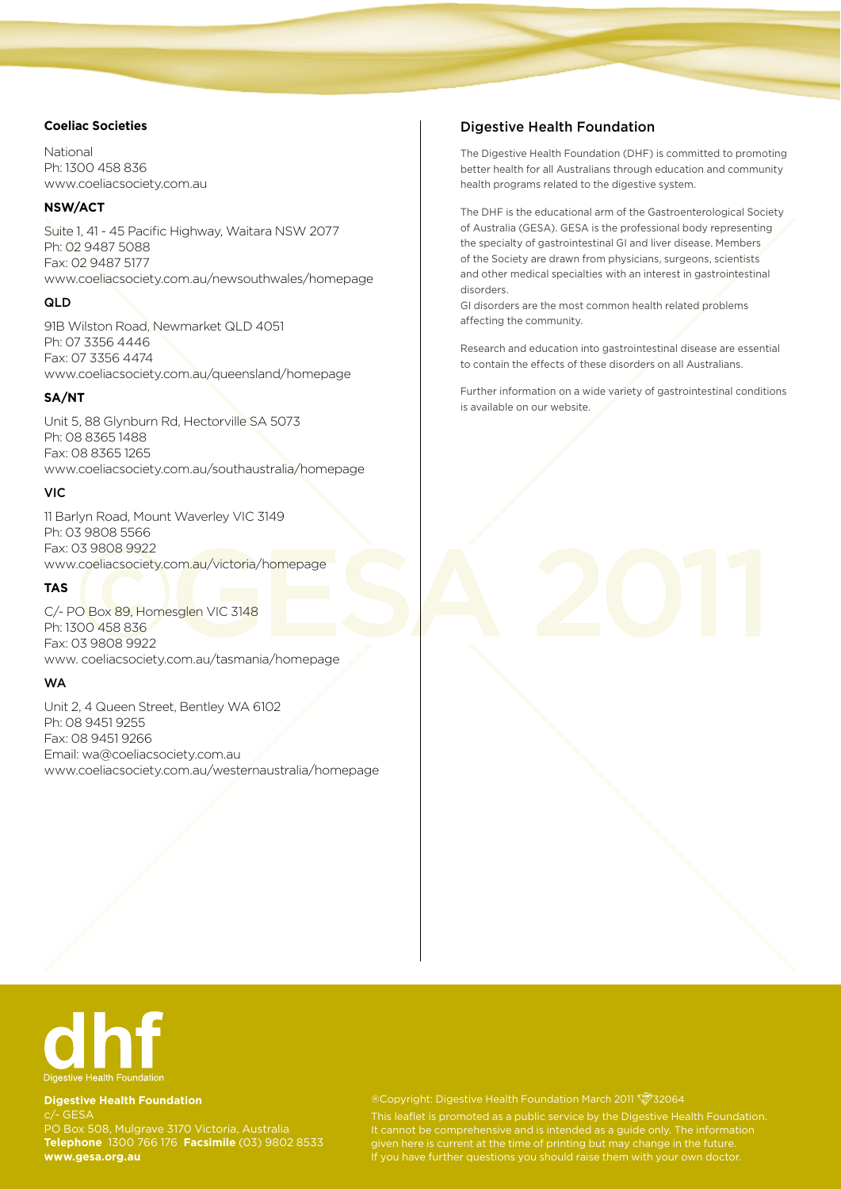**Coeliac Societies**

National
Ph: 1300 458 836
www.coeliacsociety.com.au

**NSW/ACT**

Suite 1, 41 - 45 Pacific Highway, Waitara NSW 2077
Ph: 02 9487 5088
Fax: 02 9487 5177
www.coeliacsociety.com.au/newsouthwales/homepage

**QLD**

91B Wilston Road, Newmarket QLD 4051
Ph: 07 3356 4446
Fax: 07 3356 4474
www.coeliacsociety.com.au/queensland/homepage

**SA/NT**

Unit 5, 88 Glynburn Rd, Hectorville SA 5073
Ph: 08 8365 1488
Fax: 08 8365 1265
www.coeliacsociety.com.au/southaustralia/homepage

**VIC**

11 Barlyn Road, Mount Waverley VIC 3149
Ph: 03 9808 5566
Fax: 03 9808 9922
www.coeliacsociety.com.au/victoria/homepage

**TAS**

C/- PO Box 89, Homesglen VIC 3148
Ph: 1300 458 836
Fax: 03 9808 9922
www. coeliacsociety.com.au/tasmania/homepage

**WA**

Unit 2, 4 Queen Street, Bentley WA 6102
Ph: 08 9451 9255
Fax: 08 9451 9266
Email: wa@coeliacsociety.com.au
www.coeliacsociety.com.au/westernaustralia/homepage

## Digestive Health Foundation

The Digestive Health Foundation (DHF) is committed to promoting better health for all Australians through education and community health programs related to the digestive system.

The DHF is the educational arm of the Gastroenterological Society of Australia (GESA). GESA is the professional body representing the specialty of gastrointestinal GI and liver disease. Members of the Society are drawn from physicians, surgeons, scientists and other medical specialties with an interest in gastrointestinal disorders.
GI disorders are the most common health related problems affecting the community.

Research and education into gastrointestinal disease are essential to contain the effects of these disorders on all Australians.

Further information on a wide variety of gastrointestinal conditions is available on our website.

©GESA 2011

dhf
Digestive Health Foundation

**Digestive Health Foundation**
c/- GESA
PO Box 508, Mulgrave 3170 Victoria, Australia
**Telephone** 1300 766 176 **Facsimile** (03) 9802 8533
**www.gesa.org.au**

®Copyright: Digestive Health Foundation March 2011 32064

This leaflet is promoted as a public service by the Digestive Health Foundation. It cannot be comprehensive and is intended as a guide only. The information given here is current at the time of printing but may change in the future. If you have further questions you should raise them with your own doctor.